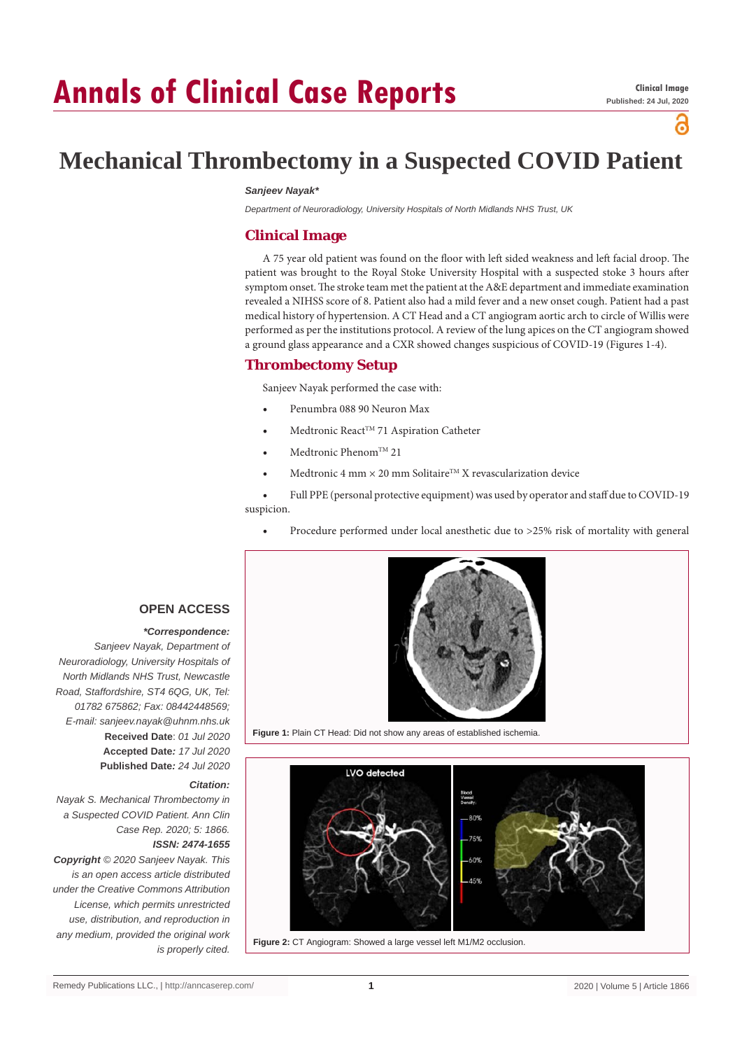# Mechanical Thrombectomy in a Suspected COVID Patient

***Sanjeev Nayak****

*Department of Neuroradiology, University Hospitals of North Midlands NHS Trust, UK*

## Clinical Image

A 75 year old patient was found on the floor with left sided weakness and left facial droop. The patient was brought to the Royal Stoke University Hospital with a suspected stroke 3 hours after symptom onset. The stroke team met the patient at the A&E department and immediate examination revealed a NIHSS score of 8. Patient also had a mild fever and a new onset cough. Patient had a past medical history of hypertension. A CT Head and a CT angiogram aortic arch to circle of Willis were performed as per the institutions protocol. A review of the lung apices on the CT angiogram showed a ground glass appearance and a CXR showed changes suspicious of COVID-19 (Figures 1-4).

## Thrombectomy Setup

Sanjeev Nayak performed the case with:

- Penumbra 088 90 Neuron Max
- Medtronic React™ 71 Aspiration Catheter
- Medtronic Phenom™ 21
- Medtronic 4 mm × 20 mm Solitaire™ X revascularization device
- Full PPE (personal protective equipment) was used by operator and staff due to COVID-19 suspicion.
- Procedure performed under local anesthetic due to >25% risk of mortality with general

**Figure 1:** Plain CT Head: Did not show any areas of established ischemia.

**Figure 2:** CT Angiogram: Showed a large vessel left M1/M2 occlusion.

**OPEN ACCESS**

***Correspondence:***

*Sanjeev Nayak, Department of Neuroradiology, University Hospitals of North Midlands NHS Trust, Newcastle Road, Staffordshire, ST4 6QG, UK, Tel: 01782 675862; Fax: 08442448569; E-mail: sanjeev.nayak@uhnm.nhs.uk*

**Received Date**: *01 Jul 2020*

**Accepted Date**: *17 Jul 2020*

**Published Date**: *24 Jul 2020*

***Citation:***

*Nayak S. Mechanical Thrombectomy in a Suspected COVID Patient. Ann Clin Case Rep. 2020; 5: 1866.*

***ISSN: 2474-1655***

***Copyright** © 2020 Sanjeev Nayak. This is an open access article distributed under the Creative Commons Attribution License, which permits unrestricted use, distribution, and reproduction in any medium, provided the original work is properly cited.*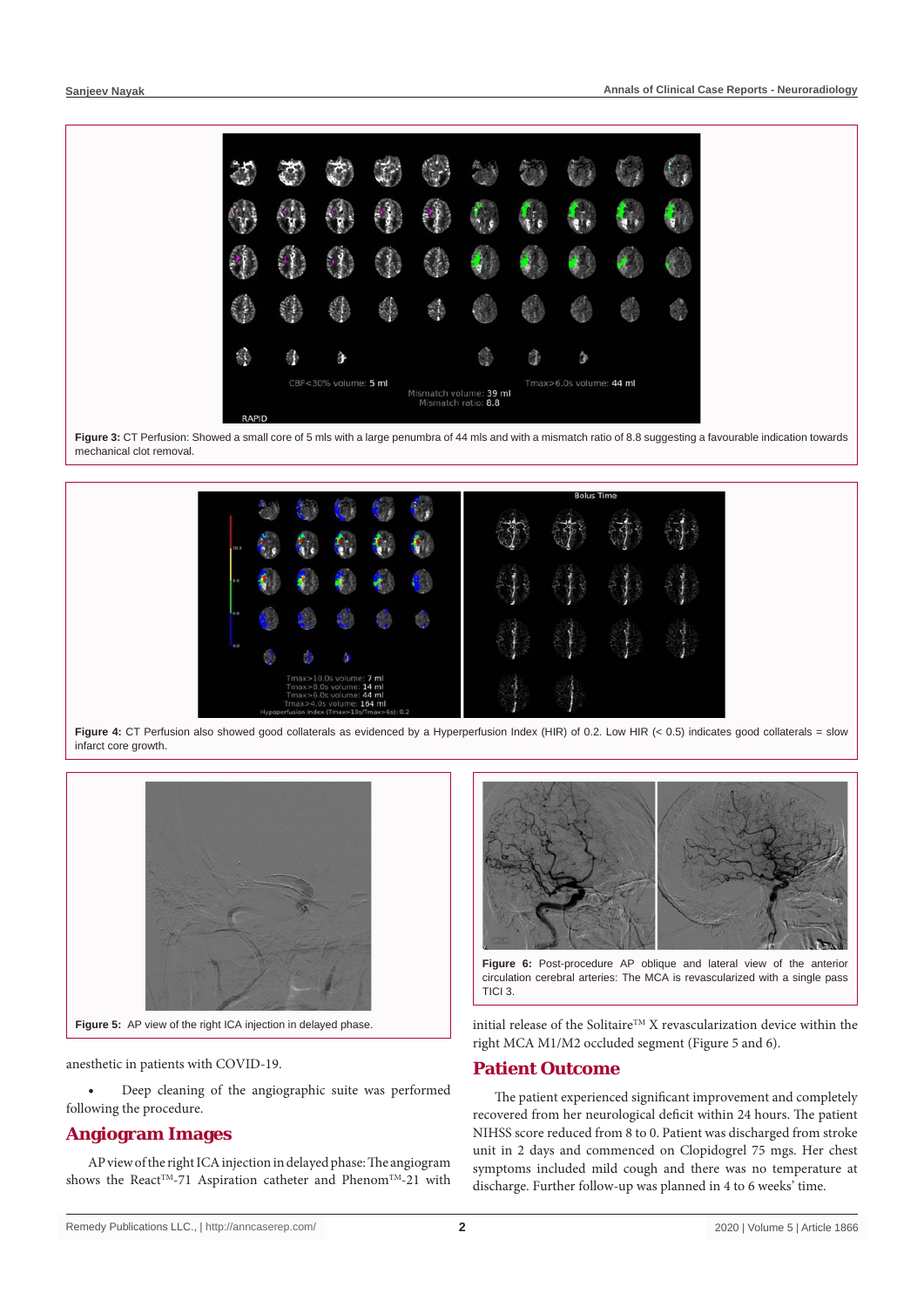CBF<30% volume: 5 ml

Tmax>6.0s volume: 44 ml

Mismatch volume: 39 ml

Mismatch ratio: 8.8

RAPID

**Figure 3:** CT Perfusion: Showed a small core of 5 mls with a large penumbra of 44 mls and with a mismatch ratio of 8.8 suggesting a favourable indication towards mechanical clot removal.

Bolus Time

Tmax>10.0s volume: 7 ml

Tmax>8.0s volume: 14 ml

Tmax>6.0s volume: 44 ml

Tmax>4.0s volume: 164 ml

Hypoperfusion Index (Tmax>10s/Tmax>6s): 0.2

**Figure 4:** CT Perfusion also showed good collaterals as evidenced by a Hyperperfusion Index (HIR) of 0.2. Low HIR (< 0.5) indicates good collaterals = slow infarct core growth.

**Figure 5:** AP view of the right ICA injection in delayed phase.

**Figure 6:** Post-procedure AP oblique and lateral view of the anterior circulation cerebral arteries: The MCA is revascularized with a single pass TICI 3.

anesthetic in patients with COVID-19.

- Deep cleaning of the angiographic suite was performed following the procedure.

## Angiogram Images

AP view of the right ICA injection in delayed phase: The angiogram shows the React™-71 Aspiration catheter and Phenom™-21 with initial release of the Solitaire™ X revascularization device within the right MCA M1/M2 occluded segment (Figure 5 and 6).

## Patient Outcome

The patient experienced significant improvement and completely recovered from her neurological deficit within 24 hours. The patient NIHSS score reduced from 8 to 0. Patient was discharged from stroke unit in 2 days and commenced on Clopidogrel 75 mgs. Her chest symptoms included mild cough and there was no temperature at discharge. Further follow-up was planned in 4 to 6 weeks' time.